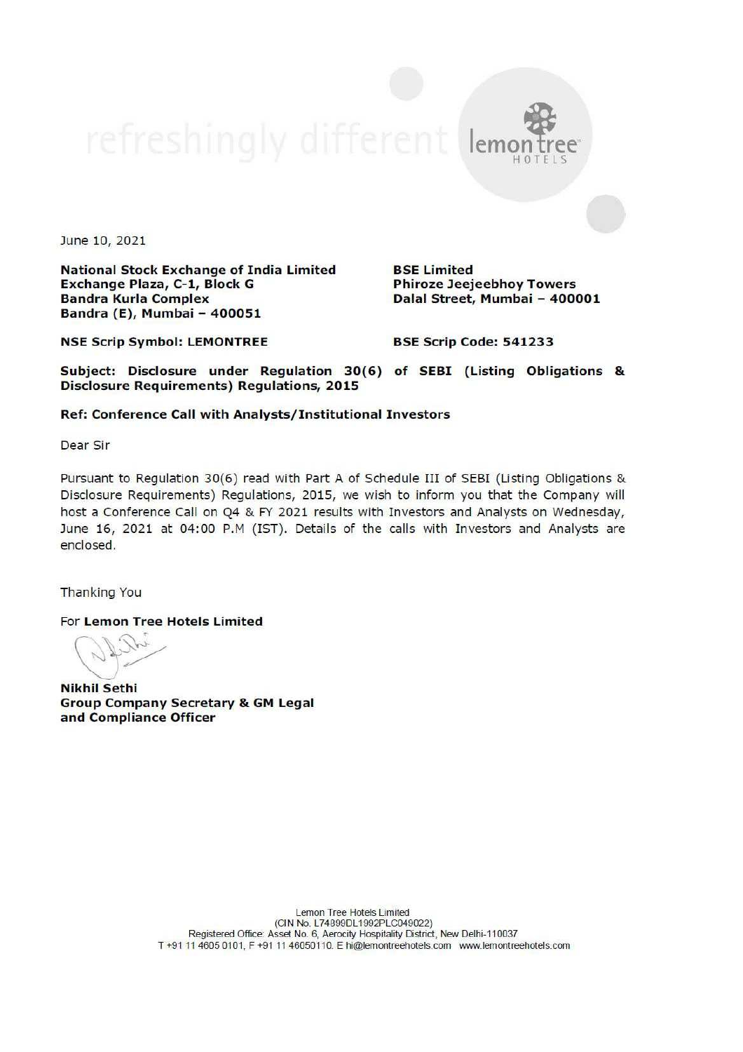refreshingly different lemon tree HOTELS

June 10, 2021

**National Stock Exchange of India Limited**
**Exchange Plaza, C-1, Block G**
**Bandra Kurla Complex**
**Bandra (E), Mumbai – 400051**

**BSE Limited**
**Phiroze Jeejeebhoy Towers**
**Dalal Street, Mumbai – 400001**

**NSE Scrip Symbol: LEMONTREE**

**BSE Scrip Code: 541233**

**Subject: Disclosure under Regulation 30(6) of SEBI (Listing Obligations & Disclosure Requirements) Regulations, 2015**

**Ref: Conference Call with Analysts/Institutional Investors**

Dear Sir

Pursuant to Regulation 30(6) read with Part A of Schedule III of SEBI (Listing Obligations & Disclosure Requirements) Regulations, 2015, we wish to inform you that the Company will host a Conference Call on Q4 & FY 2021 results with Investors and Analysts on Wednesday, June 16, 2021 at 04:00 P.M (IST). Details of the calls with Investors and Analysts are enclosed.

Thanking You

For **Lemon Tree Hotels Limited**

**Nikhil Sethi**
**Group Company Secretary & GM Legal and Compliance Officer**

Lemon Tree Hotels Limited
(CIN No. L74899DL1992PLC049022)
Registered Office: Asset No. 6, Aerocity Hospitality District, New Delhi-110037
T +91 11 4605 0101, F +91 11 46050110. E hi@lemontreehotels.com www.lemontreehotels.com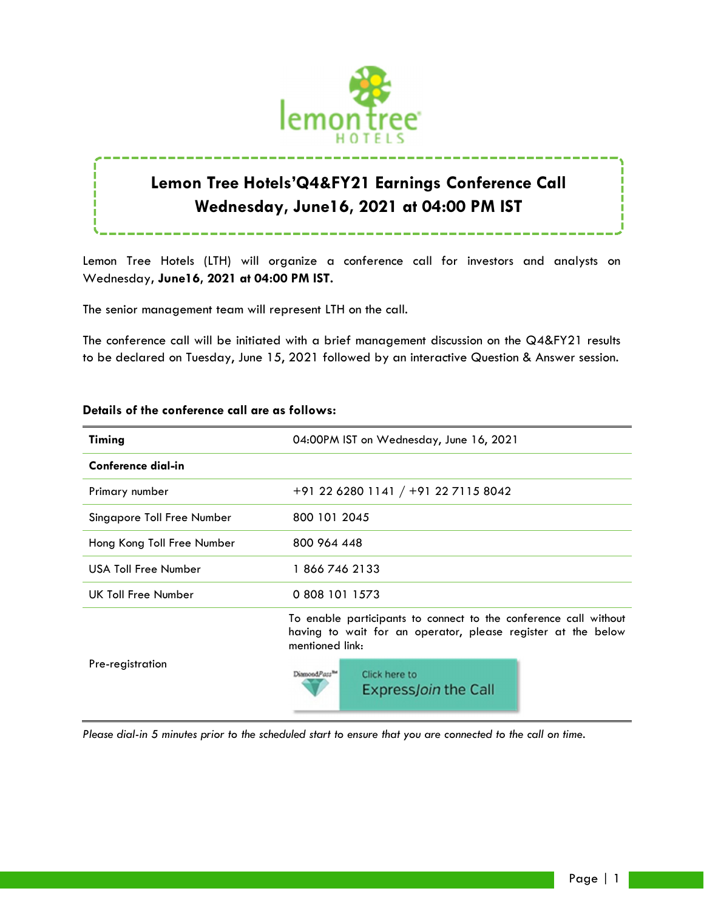# Lemon Tree Hotels'Q4&FY21 Earnings Conference Call
## Wednesday, June16, 2021 at 04:00 PM IST

Lemon Tree Hotels (LTH) will organize a conference call for investors and analysts on Wednesday, **June16, 2021 at 04:00 PM IST.**

The senior management team will represent LTH on the call.

The conference call will be initiated with a brief management discussion on the Q4&FY21 results to be declared on Tuesday, June 15, 2021 followed by an interactive Question & Answer session.

**Details of the conference call are as follows:**

| **Timing** | 04:00PM IST on Wednesday, June 16, 2021 |
|---|---|
| **Conference dial-in** | |
| Primary number | +91 22 6280 1141 / +91 22 7115 8042 |
| Singapore Toll Free Number | 800 101 2045 |
| Hong Kong Toll Free Number | 800 964 448 |
| USA Toll Free Number | 1 866 746 2133 |
| UK Toll Free Number | 0 808 101 1573 |
| Pre-registration | To enable participants to connect to the conference call without having to wait for an operator, please register at the below mentioned link: DiamondPass™ Click here to Express*Join* the Call |

*Please dial-in 5 minutes prior to the scheduled start to ensure that you are connected to the call on time.*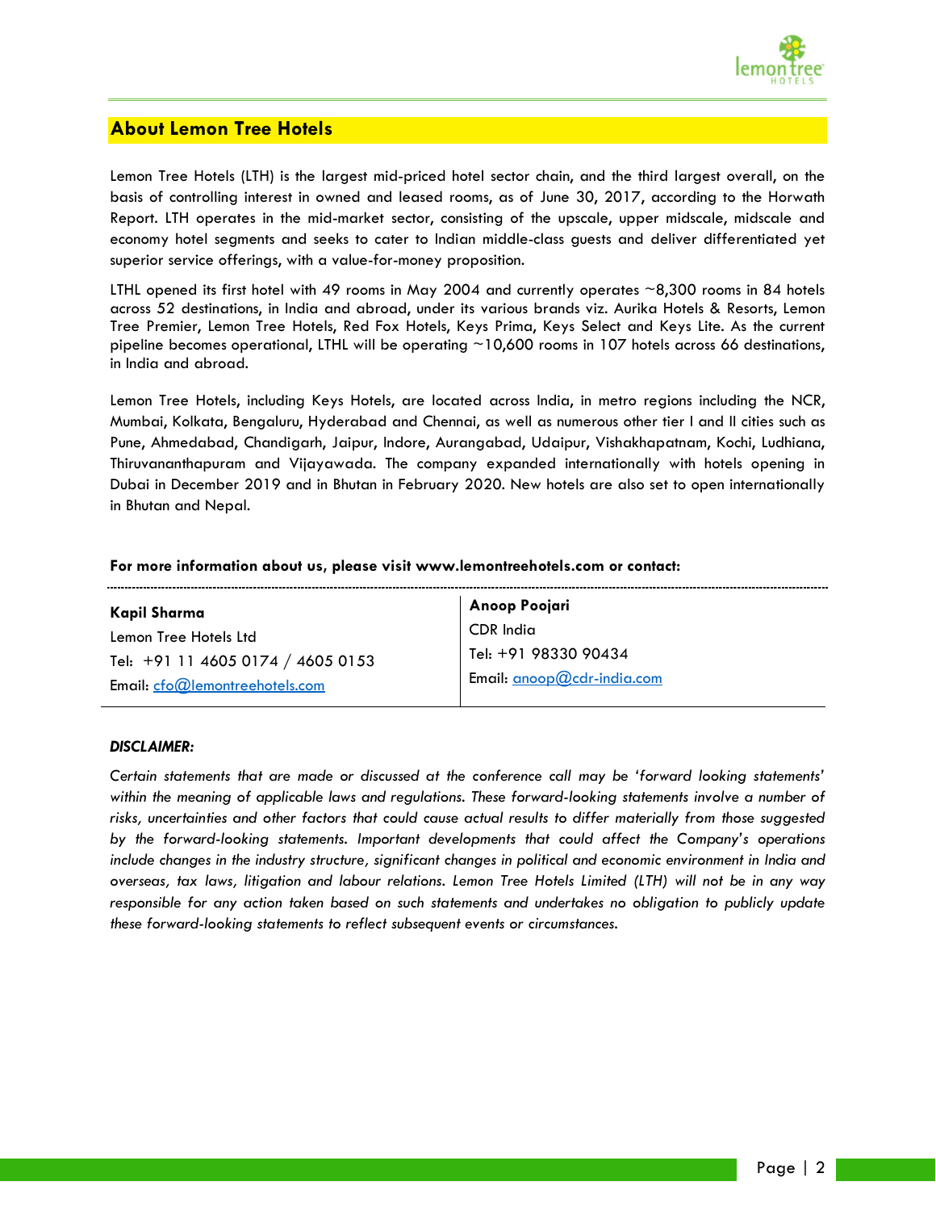## About Lemon Tree Hotels

Lemon Tree Hotels (LTH) is the largest mid-priced hotel sector chain, and the third largest overall, on the basis of controlling interest in owned and leased rooms, as of June 30, 2017, according to the Horwath Report. LTH operates in the mid-market sector, consisting of the upscale, upper midscale, midscale and economy hotel segments and seeks to cater to Indian middle-class guests and deliver differentiated yet superior service offerings, with a value-for-money proposition.

LTHL opened its first hotel with 49 rooms in May 2004 and currently operates ~8,300 rooms in 84 hotels across 52 destinations, in India and abroad, under its various brands viz. Aurika Hotels & Resorts, Lemon Tree Premier, Lemon Tree Hotels, Red Fox Hotels, Keys Prima, Keys Select and Keys Lite. As the current pipeline becomes operational, LTHL will be operating ~10,600 rooms in 107 hotels across 66 destinations, in India and abroad.

Lemon Tree Hotels, including Keys Hotels, are located across India, in metro regions including the NCR, Mumbai, Kolkata, Bengaluru, Hyderabad and Chennai, as well as numerous other tier I and II cities such as Pune, Ahmedabad, Chandigarh, Jaipur, Indore, Aurangabad, Udaipur, Vishakhapatnam, Kochi, Ludhiana, Thiruvananthapuram and Vijayawada. The company expanded internationally with hotels opening in Dubai in December 2019 and in Bhutan in February 2020. New hotels are also set to open internationally in Bhutan and Nepal.

**For more information about us, please visit www.lemontreehotels.com or contact:**

| | |
|---|---|
| **Kapil Sharma**<br>Lemon Tree Hotels Ltd<br>Tel: +91 11 4605 0174 / 4605 0153<br>Email: cfo@lemontreehotels.com | **Anoop Poojari**<br>CDR India<br>Tel: +91 98330 90434<br>Email: anoop@cdr-india.com |

***DISCLAIMER:***

*Certain statements that are made or discussed at the conference call may be 'forward looking statements' within the meaning of applicable laws and regulations. These forward-looking statements involve a number of risks, uncertainties and other factors that could cause actual results to differ materially from those suggested by the forward-looking statements. Important developments that could affect the Company's operations include changes in the industry structure, significant changes in political and economic environment in India and overseas, tax laws, litigation and labour relations. Lemon Tree Hotels Limited (LTH) will not be in any way responsible for any action taken based on such statements and undertakes no obligation to publicly update these forward-looking statements to reflect subsequent events or circumstances.*